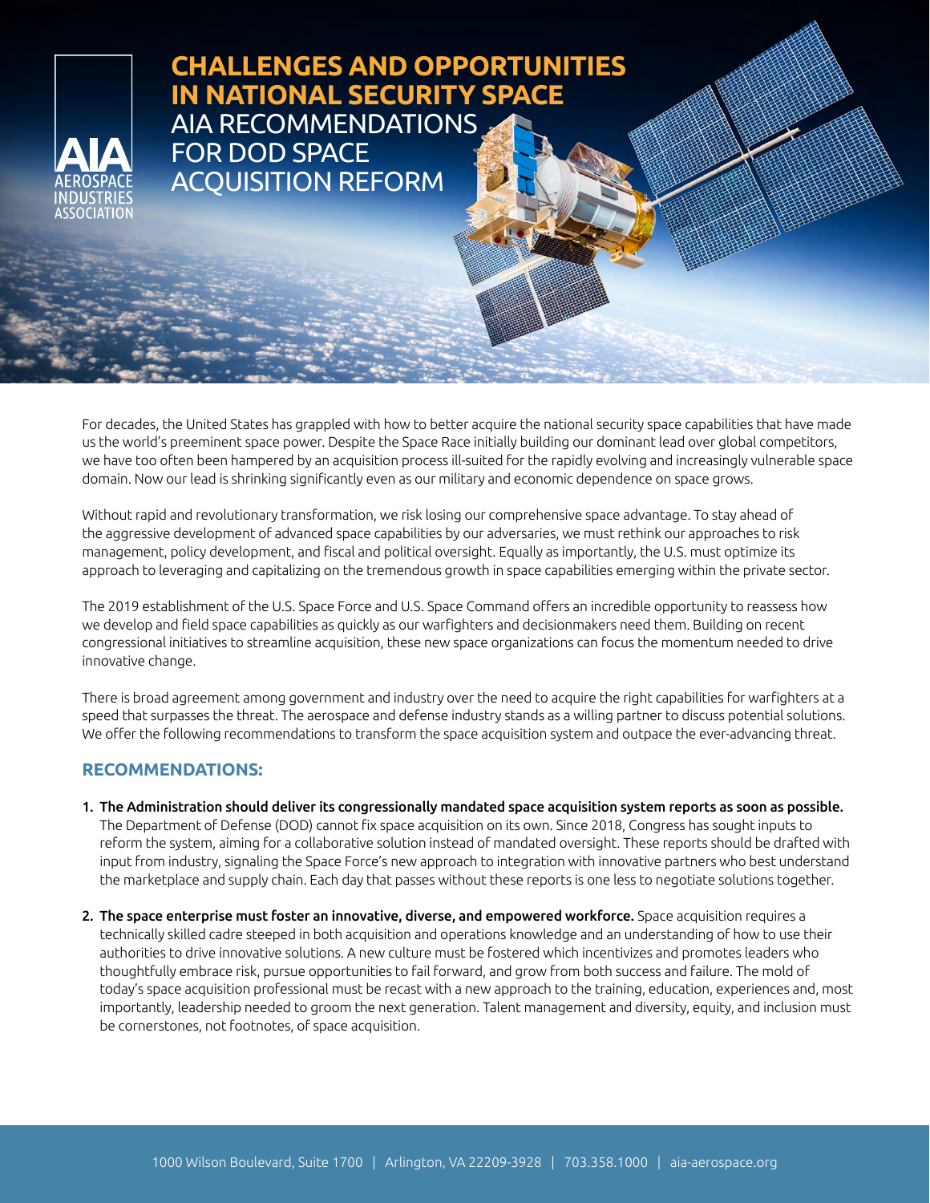# CHALLENGES AND OPPORTUNITIES IN NATIONAL SECURITY SPACE

## AIA RECOMMENDATIONS FOR DOD SPACE ACQUISITION REFORM

For decades, the United States has grappled with how to better acquire the national security space capabilities that have made us the world's preeminent space power. Despite the Space Race initially building our dominant lead over global competitors, we have too often been hampered by an acquisition process ill-suited for the rapidly evolving and increasingly vulnerable space domain. Now our lead is shrinking significantly even as our military and economic dependence on space grows.

Without rapid and revolutionary transformation, we risk losing our comprehensive space advantage. To stay ahead of the aggressive development of advanced space capabilities by our adversaries, we must rethink our approaches to risk management, policy development, and fiscal and political oversight. Equally as importantly, the U.S. must optimize its approach to leveraging and capitalizing on the tremendous growth in space capabilities emerging within the private sector.

The 2019 establishment of the U.S. Space Force and U.S. Space Command offers an incredible opportunity to reassess how we develop and field space capabilities as quickly as our warfighters and decisionmakers need them. Building on recent congressional initiatives to streamline acquisition, these new space organizations can focus the momentum needed to drive innovative change.

There is broad agreement among government and industry over the need to acquire the right capabilities for warfighters at a speed that surpasses the threat. The aerospace and defense industry stands as a willing partner to discuss potential solutions. We offer the following recommendations to transform the space acquisition system and outpace the ever-advancing threat.

### RECOMMENDATIONS:

1. **The Administration should deliver its congressionally mandated space acquisition system reports as soon as possible.** The Department of Defense (DOD) cannot fix space acquisition on its own. Since 2018, Congress has sought inputs to reform the system, aiming for a collaborative solution instead of mandated oversight. These reports should be drafted with input from industry, signaling the Space Force's new approach to integration with innovative partners who best understand the marketplace and supply chain. Each day that passes without these reports is one less to negotiate solutions together.

2. **The space enterprise must foster an innovative, diverse, and empowered workforce.** Space acquisition requires a technically skilled cadre steeped in both acquisition and operations knowledge and an understanding of how to use their authorities to drive innovative solutions. A new culture must be fostered which incentivizes and promotes leaders who thoughtfully embrace risk, pursue opportunities to fail forward, and grow from both success and failure. The mold of today's space acquisition professional must be recast with a new approach to the training, education, experiences and, most importantly, leadership needed to groom the next generation. Talent management and diversity, equity, and inclusion must be cornerstones, not footnotes, of space acquisition.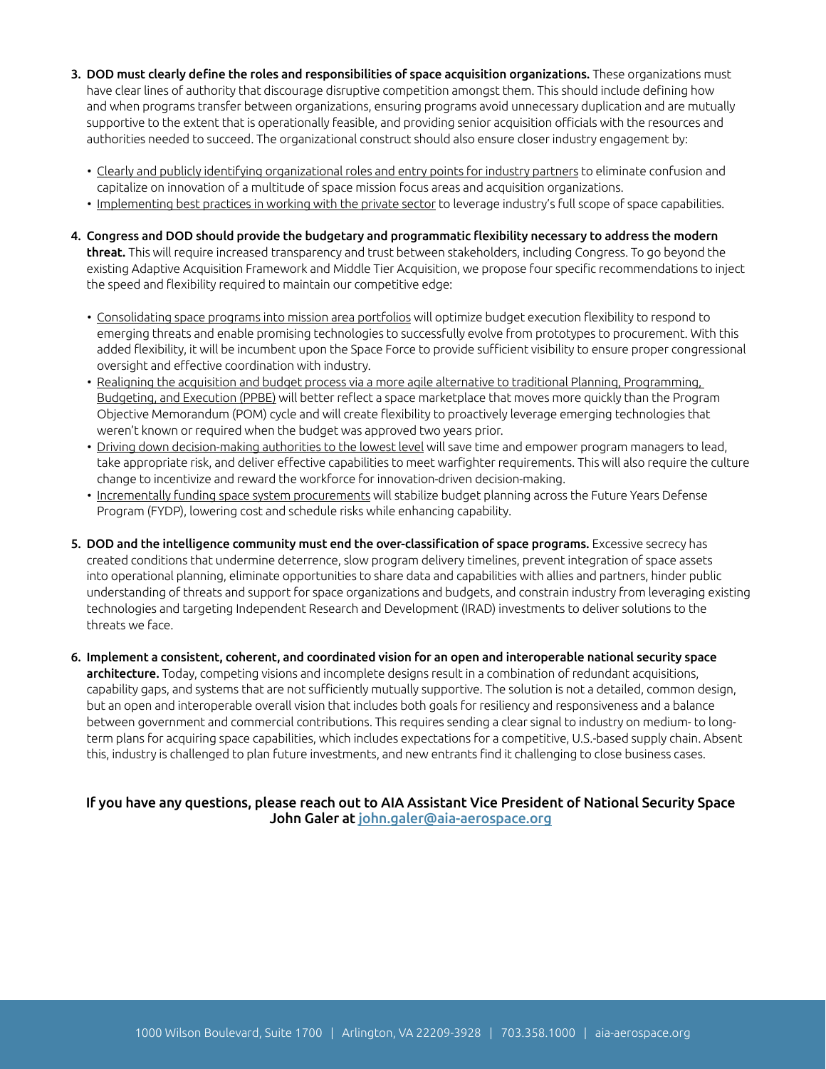3. **DOD must clearly define the roles and responsibilities of space acquisition organizations.** These organizations must have clear lines of authority that discourage disruptive competition amongst them. This should include defining how and when programs transfer between organizations, ensuring programs avoid unnecessary duplication and are mutually supportive to the extent that is operationally feasible, and providing senior acquisition officials with the resources and authorities needed to succeed. The organizational construct should also ensure closer industry engagement by:

   - Clearly and publicly identifying organizational roles and entry points for industry partners to eliminate confusion and capitalize on innovation of a multitude of space mission focus areas and acquisition organizations.
   - Implementing best practices in working with the private sector to leverage industry's full scope of space capabilities.

4. **Congress and DOD should provide the budgetary and programmatic flexibility necessary to address the modern threat.** This will require increased transparency and trust between stakeholders, including Congress. To go beyond the existing Adaptive Acquisition Framework and Middle Tier Acquisition, we propose four specific recommendations to inject the speed and flexibility required to maintain our competitive edge:

   - Consolidating space programs into mission area portfolios will optimize budget execution flexibility to respond to emerging threats and enable promising technologies to successfully evolve from prototypes to procurement. With this added flexibility, it will be incumbent upon the Space Force to provide sufficient visibility to ensure proper congressional oversight and effective coordination with industry.
   - Realigning the acquisition and budget process via a more agile alternative to traditional Planning, Programming, Budgeting, and Execution (PPBE) will better reflect a space marketplace that moves more quickly than the Program Objective Memorandum (POM) cycle and will create flexibility to proactively leverage emerging technologies that weren't known or required when the budget was approved two years prior.
   - Driving down decision-making authorities to the lowest level will save time and empower program managers to lead, take appropriate risk, and deliver effective capabilities to meet warfighter requirements. This will also require the culture change to incentivize and reward the workforce for innovation-driven decision-making.
   - Incrementally funding space system procurements will stabilize budget planning across the Future Years Defense Program (FYDP), lowering cost and schedule risks while enhancing capability.

5. **DOD and the intelligence community must end the over-classification of space programs.** Excessive secrecy has created conditions that undermine deterrence, slow program delivery timelines, prevent integration of space assets into operational planning, eliminate opportunities to share data and capabilities with allies and partners, hinder public understanding of threats and support for space organizations and budgets, and constrain industry from leveraging existing technologies and targeting Independent Research and Development (IRAD) investments to deliver solutions to the threats we face.

6. **Implement a consistent, coherent, and coordinated vision for an open and interoperable national security space architecture.** Today, competing visions and incomplete designs result in a combination of redundant acquisitions, capability gaps, and systems that are not sufficiently mutually supportive. The solution is not a detailed, common design, but an open and interoperable overall vision that includes both goals for resiliency and responsiveness and a balance between government and commercial contributions. This requires sending a clear signal to industry on medium- to long-term plans for acquiring space capabilities, which includes expectations for a competitive, U.S.-based supply chain. Absent this, industry is challenged to plan future investments, and new entrants find it challenging to close business cases.

**If you have any questions, please reach out to AIA Assistant Vice President of National Security Space John Galer at john.galer@aia-aerospace.org**

1000 Wilson Boulevard, Suite 1700 | Arlington, VA 22209-3928 | 703.358.1000 | aia-aerospace.org